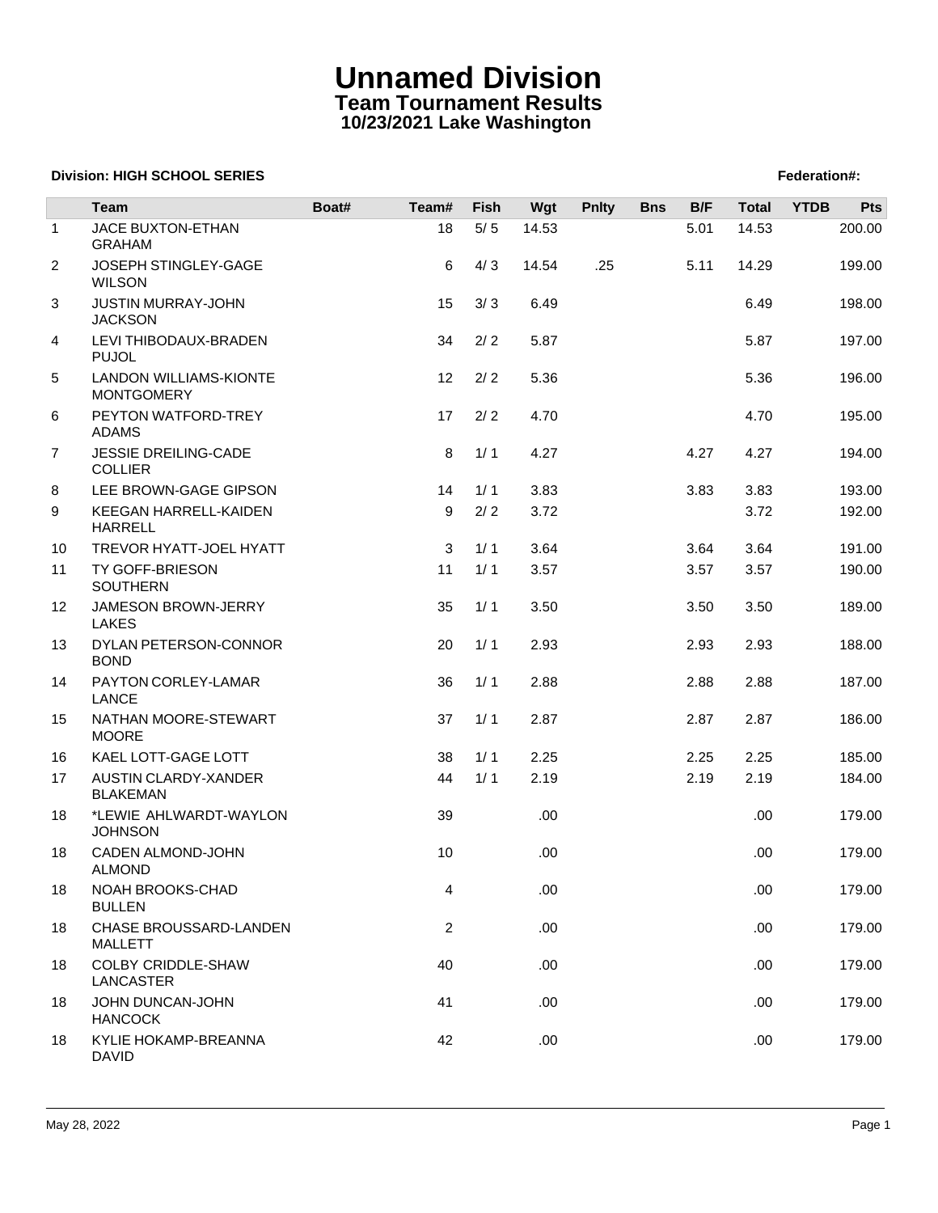# Unnamed Division

## Team Tournament Results

### 10/23/2021 Lake Washington

**Division: HIGH SCHOOL SERIES** **Federation#:**

| | Team | Boat# | Team# | Fish | Wgt | Pnlty | Bns | B/F | Total | YTDB | Pts |
|---|---|---|---|---|---|---|---|---|---|---|---|
| 1 | JACE BUXTON-ETHAN GRAHAM | | 18 | 5/ 5 | 14.53 | | | 5.01 | 14.53 | | 200.00 |
| 2 | JOSEPH STINGLEY-GAGE WILSON | | 6 | 4/ 3 | 14.54 | .25 | | 5.11 | 14.29 | | 199.00 |
| 3 | JUSTIN MURRAY-JOHN JACKSON | | 15 | 3/ 3 | 6.49 | | | | 6.49 | | 198.00 |
| 4 | LEVI THIBODAUX-BRADEN PUJOL | | 34 | 2/ 2 | 5.87 | | | | 5.87 | | 197.00 |
| 5 | LANDON WILLIAMS-KIONTE MONTGOMERY | | 12 | 2/ 2 | 5.36 | | | | 5.36 | | 196.00 |
| 6 | PEYTON WATFORD-TREY ADAMS | | 17 | 2/ 2 | 4.70 | | | | 4.70 | | 195.00 |
| 7 | JESSIE DREILING-CADE COLLIER | | 8 | 1/ 1 | 4.27 | | | 4.27 | 4.27 | | 194.00 |
| 8 | LEE BROWN-GAGE GIPSON | | 14 | 1/ 1 | 3.83 | | | 3.83 | 3.83 | | 193.00 |
| 9 | KEEGAN HARRELL-KAIDEN HARRELL | | 9 | 2/ 2 | 3.72 | | | | 3.72 | | 192.00 |
| 10 | TREVOR HYATT-JOEL HYATT | | 3 | 1/ 1 | 3.64 | | | 3.64 | 3.64 | | 191.00 |
| 11 | TY GOFF-BRIESON SOUTHERN | | 11 | 1/ 1 | 3.57 | | | 3.57 | 3.57 | | 190.00 |
| 12 | JAMESON BROWN-JERRY LAKES | | 35 | 1/ 1 | 3.50 | | | 3.50 | 3.50 | | 189.00 |
| 13 | DYLAN PETERSON-CONNOR BOND | | 20 | 1/ 1 | 2.93 | | | 2.93 | 2.93 | | 188.00 |
| 14 | PAYTON CORLEY-LAMAR LANCE | | 36 | 1/ 1 | 2.88 | | | 2.88 | 2.88 | | 187.00 |
| 15 | NATHAN MOORE-STEWART MOORE | | 37 | 1/ 1 | 2.87 | | | 2.87 | 2.87 | | 186.00 |
| 16 | KAEL LOTT-GAGE LOTT | | 38 | 1/ 1 | 2.25 | | | 2.25 | 2.25 | | 185.00 |
| 17 | AUSTIN CLARDY-XANDER BLAKEMAN | | 44 | 1/ 1 | 2.19 | | | 2.19 | 2.19 | | 184.00 |
| 18 | *LEWIE AHLWARDT-WAYLON JOHNSON | | 39 | | .00 | | | | .00 | | 179.00 |
| 18 | CADEN ALMOND-JOHN ALMOND | | 10 | | .00 | | | | .00 | | 179.00 |
| 18 | NOAH BROOKS-CHAD BULLEN | | 4 | | .00 | | | | .00 | | 179.00 |
| 18 | CHASE BROUSSARD-LANDEN MALLETT | | 2 | | .00 | | | | .00 | | 179.00 |
| 18 | COLBY CRIDDLE-SHAW LANCASTER | | 40 | | .00 | | | | .00 | | 179.00 |
| 18 | JOHN DUNCAN-JOHN HANCOCK | | 41 | | .00 | | | | .00 | | 179.00 |
| 18 | KYLIE HOKAMP-BREANNA DAVID | | 42 | | .00 | | | | .00 | | 179.00 |

May 28, 2022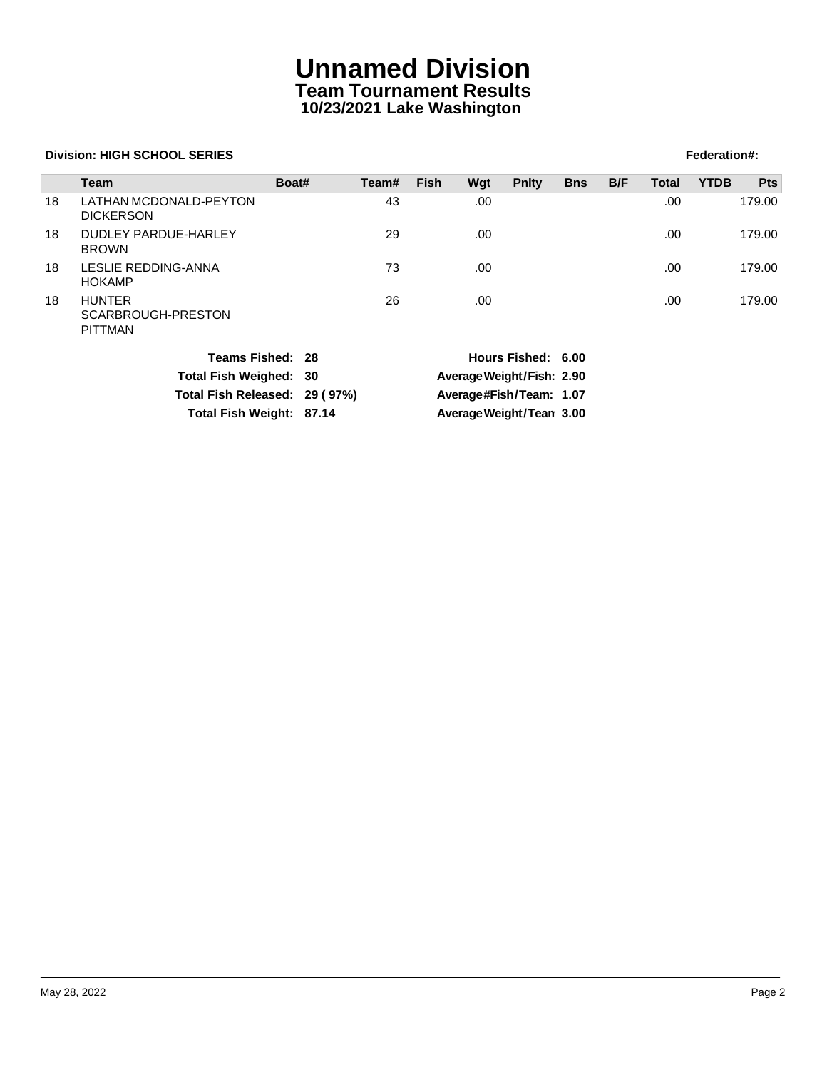# Unnamed Division

## Team Tournament Results

### 10/23/2021 Lake Washington

**Division: HIGH SCHOOL SERIES** **Federation#:**

| | Team | Boat# | Team# | Fish | Wgt | Pnlty | Bns | B/F | Total | YTDB | Pts |
|---|---|---|---|---|---|---|---|---|---|---|---|
| 18 | LATHAN MCDONALD-PEYTON DICKERSON | | 43 | | .00 | | | | .00 | | 179.00 |
| 18 | DUDLEY PARDUE-HARLEY BROWN | | 29 | | .00 | | | | .00 | | 179.00 |
| 18 | LESLIE REDDING-ANNA HOKAMP | | 73 | | .00 | | | | .00 | | 179.00 |
| 18 | HUNTER SCARBROUGH-PRESTON PITTMAN | | 26 | | .00 | | | | .00 | | 179.00 |

**Teams Fished: 28**
**Total Fish Weighed: 30**
**Total Fish Released: 29 ( 97%)**
**Total Fish Weight: 87.14**

**Hours Fished: 6.00**
**Average Weight/Fish: 2.90**
**Average #Fish/Team: 1.07**
**Average Weight/Team 3.00**